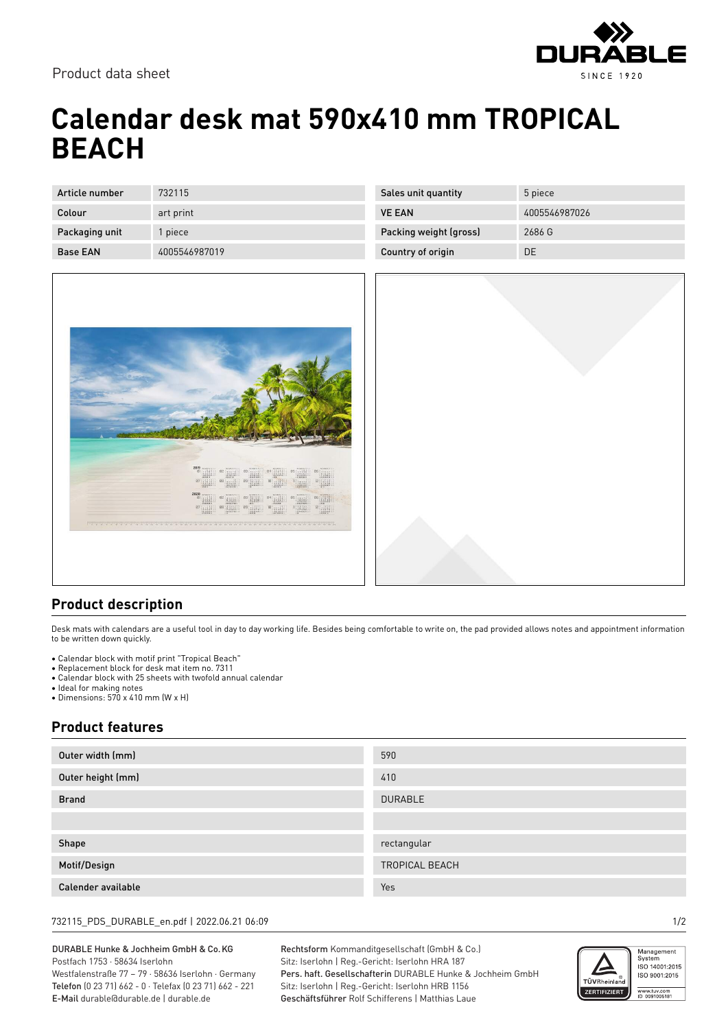Product data sheet

# Calendar desk mat 590x410 mm TROPICAL BEACH

| Article number | 732115 | Sales unit quantity | 5 piece |
|---|---|---|---|
| Colour | art print | VE EAN | 4005546987026 |
| Packaging unit | 1 piece | Packing weight (gross) | 2686 G |
| Base EAN | 4005546987019 | Country of origin | DE |

## Product description

Desk mats with calendars are a useful tool in day to day working life. Besides being comfortable to write on, the pad provided allows notes and appointment information to be written down quickly.

- Calendar block with motif print "Tropical Beach"
- Replacement block for desk mat item no. 7311
- Calendar block with 25 sheets with twofold annual calendar
- Ideal for making notes
- Dimensions: 570 x 410 mm (W x H)

## Product features

| Outer width (mm) | 590 |
|---|---|
| Outer height (mm) | 410 |
| Brand | DURABLE |
| | |
| Shape | rectangular |
| Motif/Design | TROPICAL BEACH |
| Calender available | Yes |

732115_PDS_DURABLE_en.pdf | 2022.06.21 06:09

DURABLE Hunke & Jochheim GmbH & Co. KG
Postfach 1753 · 58634 Iserlohn
Westfalenstraße 77 – 79 · 58636 Iserlohn · Germany
**Telefon** (0 23 71) 662 - 0 · Telefax (0 23 71) 662 - 221
**E-Mail** durable@durable.de | durable.de

**Rechtsform** Kommanditgesellschaft (GmbH & Co.)
Sitz: Iserlohn | Reg.-Gericht: Iserlohn HRA 187
**Pers. haft. Gesellschafterin** DURABLE Hunke & Jochheim GmbH
Sitz: Iserlohn | Reg.-Gericht: Iserlohn HRB 1156
**Geschäftsführer** Rolf Schifferens | Matthias Laue

Management System ISO 14001:2015 ISO 9001:2015
www.tuv.com ID 0091006181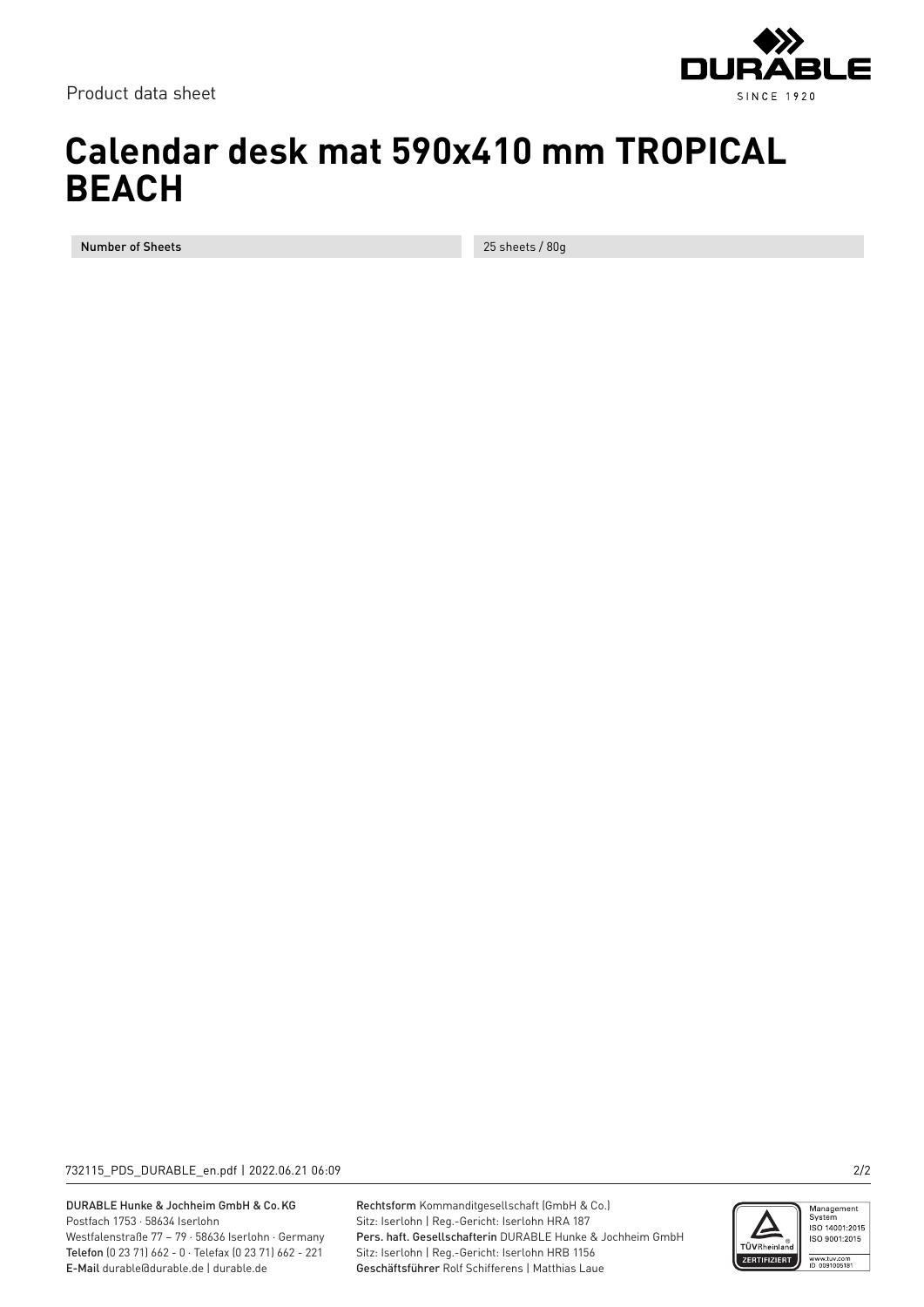# Calendar desk mat 590x410 mm TROPICAL BEACH

| | |
|---|---|
| Number of Sheets | 25 sheets / 80g |

732115_PDS_DURABLE_en.pdf | 2022.06.21 06:09

DURABLE Hunke & Jochheim GmbH & Co. KG
Postfach 1753 · 58634 Iserlohn
Westfalenstraße 77 – 79 · 58636 Iserlohn · Germany
Telefon (0 23 71) 662 - 0 · Telefax (0 23 71) 662 - 221
E-Mail durable@durable.de | durable.de

Rechtsform Kommanditgesellschaft (GmbH & Co.)
Sitz: Iserlohn | Reg.-Gericht: Iserlohn HRA 187
Pers. haft. Gesellschafterin DURABLE Hunke & Jochheim GmbH
Sitz: Iserlohn | Reg.-Gericht: Iserlohn HRB 1156
Geschäftsführer Rolf Schifferens | Matthias Laue